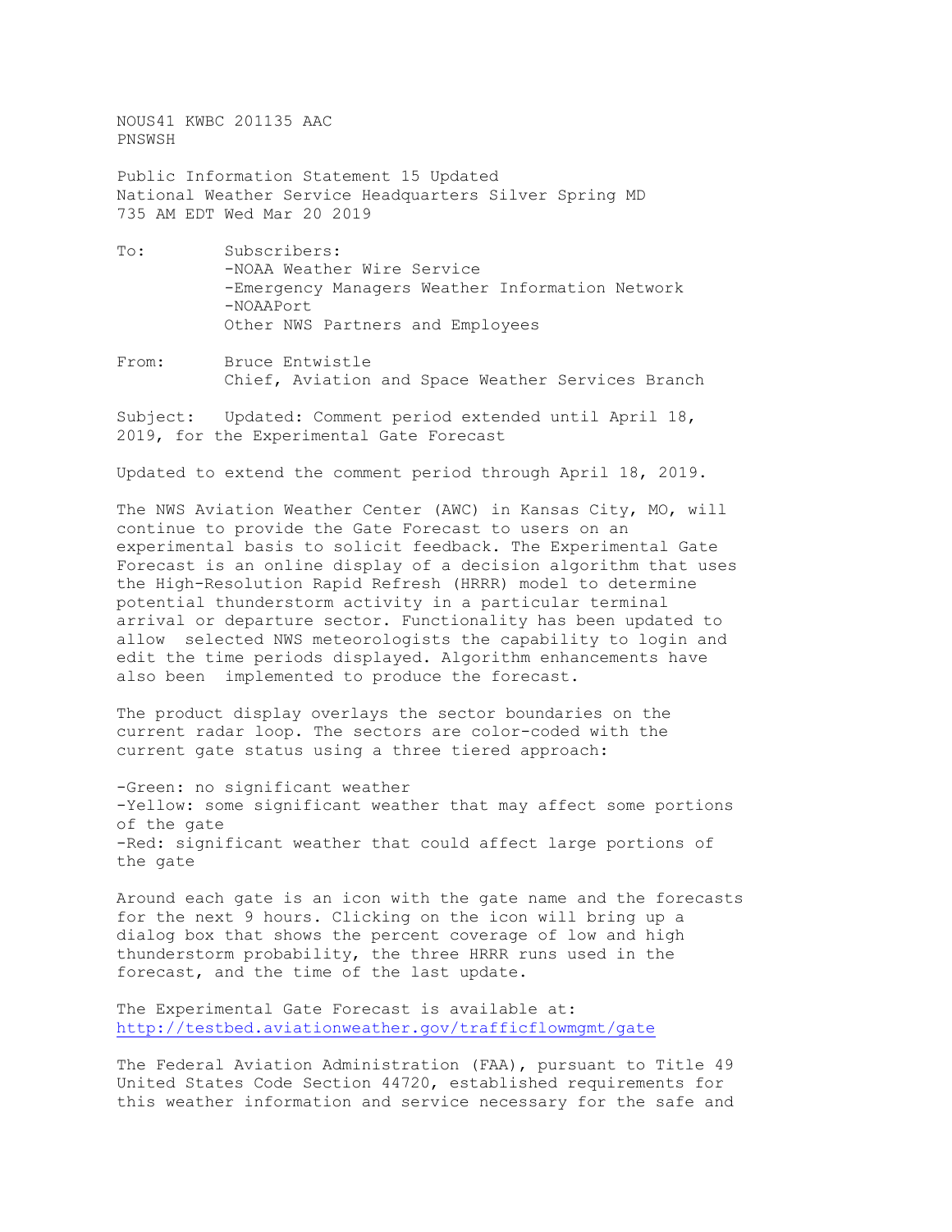NOUS41 KWBC 201135 AAC
PNSWSH

Public Information Statement 15 Updated
National Weather Service Headquarters Silver Spring MD
735 AM EDT Wed Mar 20 2019

To: Subscribers:
-NOAA Weather Wire Service
-Emergency Managers Weather Information Network
-NOAAPort
Other NWS Partners and Employees

From: Bruce Entwistle
Chief, Aviation and Space Weather Services Branch

Subject: Updated: Comment period extended until April 18, 2019, for the Experimental Gate Forecast

Updated to extend the comment period through April 18, 2019.

The NWS Aviation Weather Center (AWC) in Kansas City, MO, will continue to provide the Gate Forecast to users on an experimental basis to solicit feedback. The Experimental Gate Forecast is an online display of a decision algorithm that uses the High-Resolution Rapid Refresh (HRRR) model to determine potential thunderstorm activity in a particular terminal arrival or departure sector. Functionality has been updated to allow selected NWS meteorologists the capability to login and edit the time periods displayed. Algorithm enhancements have also been implemented to produce the forecast.

The product display overlays the sector boundaries on the current radar loop. The sectors are color-coded with the current gate status using a three tiered approach:

-Green: no significant weather
-Yellow: some significant weather that may affect some portions of the gate
-Red: significant weather that could affect large portions of the gate

Around each gate is an icon with the gate name and the forecasts for the next 9 hours. Clicking on the icon will bring up a dialog box that shows the percent coverage of low and high thunderstorm probability, the three HRRR runs used in the forecast, and the time of the last update.

The Experimental Gate Forecast is available at:
http://testbed.aviationweather.gov/trafficflowmgmt/gate

The Federal Aviation Administration (FAA), pursuant to Title 49 United States Code Section 44720, established requirements for this weather information and service necessary for the safe and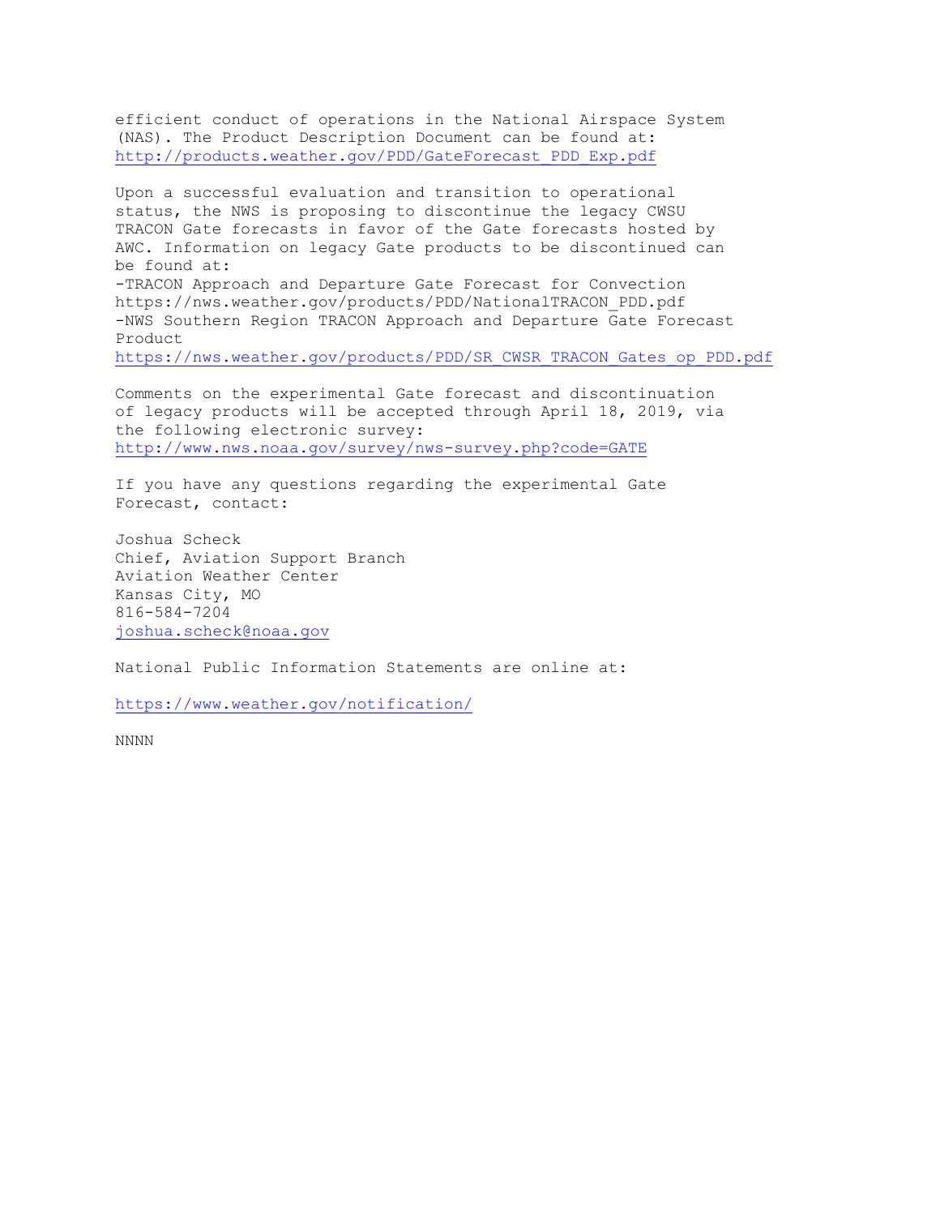efficient conduct of operations in the National Airspace System (NAS). The Product Description Document can be found at:
http://products.weather.gov/PDD/GateForecast_PDD_Exp.pdf

Upon a successful evaluation and transition to operational status, the NWS is proposing to discontinue the legacy CWSU TRACON Gate forecasts in favor of the Gate forecasts hosted by AWC. Information on legacy Gate products to be discontinued can be found at:
-TRACON Approach and Departure Gate Forecast for Convection
https://nws.weather.gov/products/PDD/NationalTRACON_PDD.pdf
-NWS Southern Region TRACON Approach and Departure Gate Forecast Product
https://nws.weather.gov/products/PDD/SR_CWSR_TRACON_Gates_op_PDD.pdf

Comments on the experimental Gate forecast and discontinuation of legacy products will be accepted through April 18, 2019, via the following electronic survey:
http://www.nws.noaa.gov/survey/nws-survey.php?code=GATE

If you have any questions regarding the experimental Gate Forecast, contact:

Joshua Scheck
Chief, Aviation Support Branch
Aviation Weather Center
Kansas City, MO
816-584-7204
joshua.scheck@noaa.gov

National Public Information Statements are online at:

https://www.weather.gov/notification/

NNNN